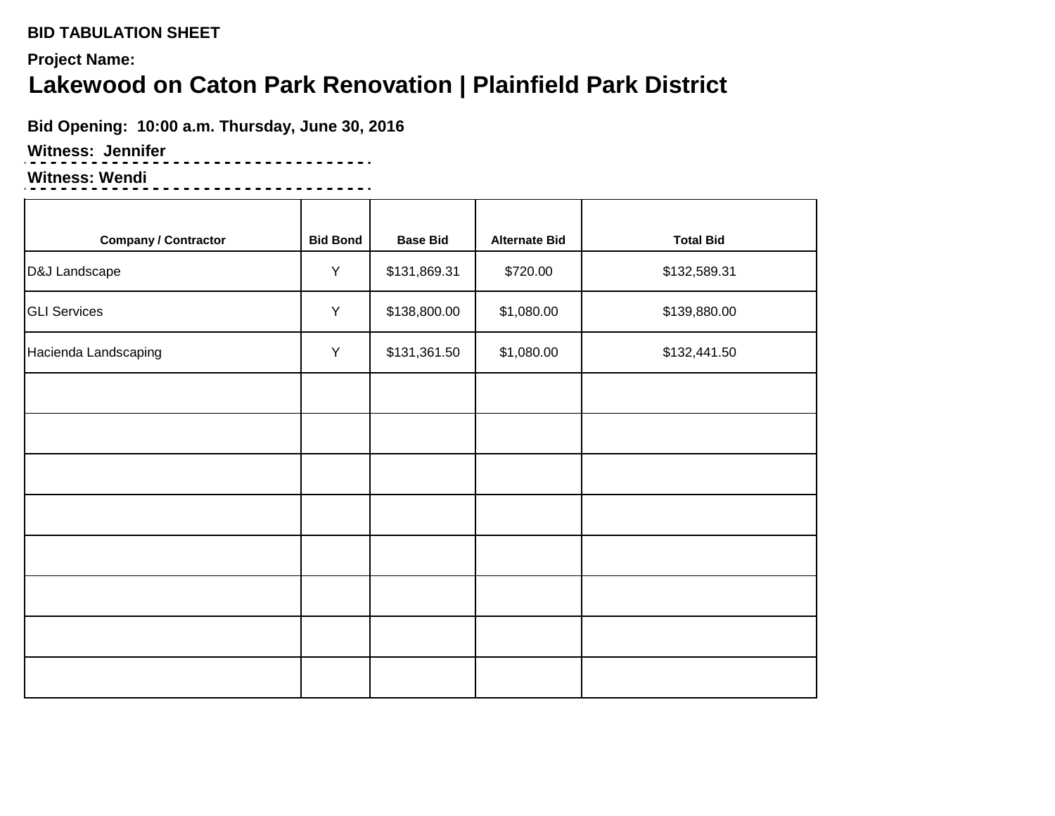**BID TABULATION SHEET**

**Project Name:**

# Lakewood on Caton Park Renovation | Plainfield Park District

**Bid Opening: 10:00 a.m. Thursday, June 30, 2016**

**Witness: Jennifer**

**Witness: Wendi**

| Company / Contractor | Bid Bond | Base Bid | Alternate Bid | Total Bid |
|---|---|---|---|---|
| D&J Landscape | Y | $131,869.31 | $720.00 | $132,589.31 |
| GLI Services | Y | $138,800.00 | $1,080.00 | $139,880.00 |
| Hacienda Landscaping | Y | $131,361.50 | $1,080.00 | $132,441.50 |
| | | | | |
| | | | | |
| | | | | |
| | | | | |
| | | | | |
| | | | | |
| | | | | |
| | | | | |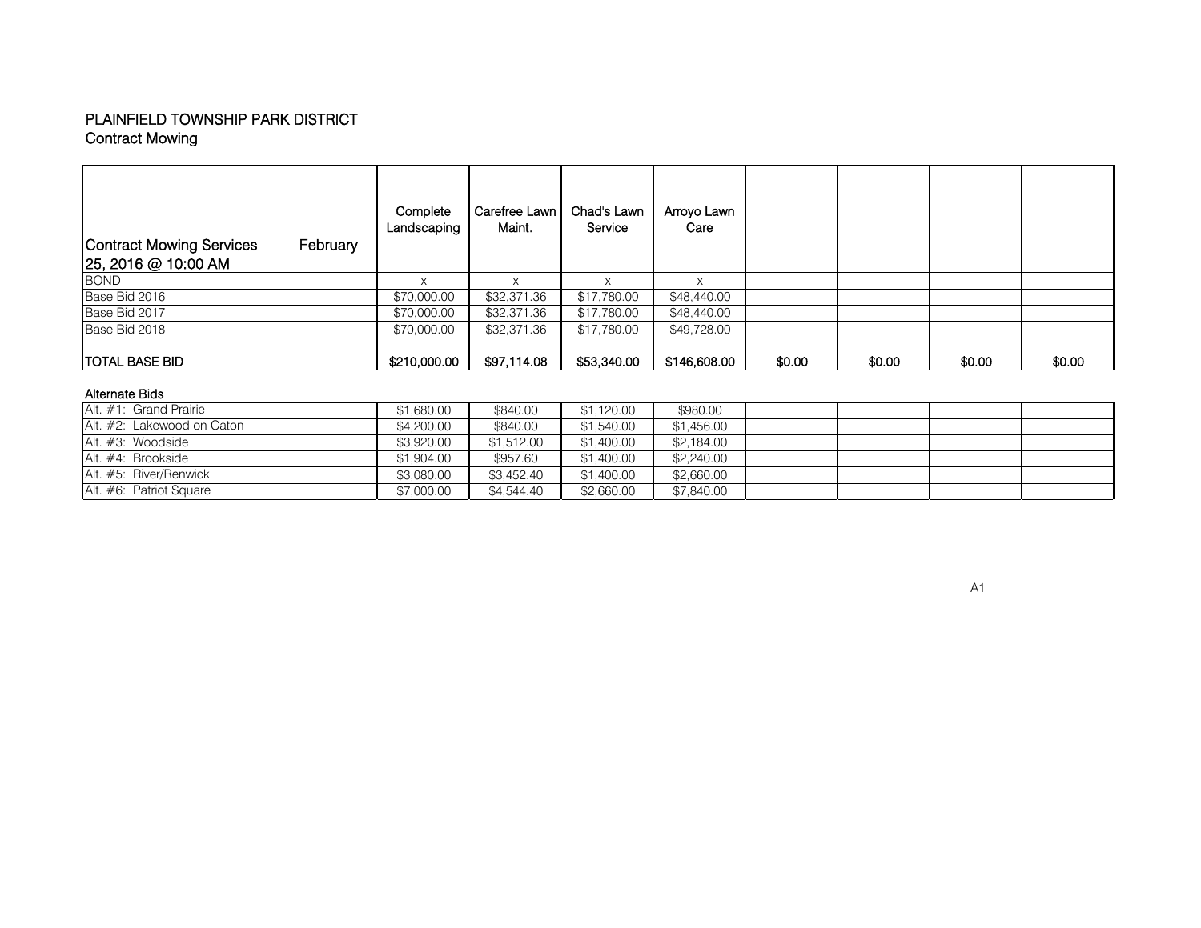# PLAINFIELD TOWNSHIP PARK DISTRICT
## Contract Mowing

| Contract Mowing Services February 25, 2016 @ 10:00 AM | Complete Landscaping | Carefree Lawn Maint. | Chad's Lawn Service | Arroyo Lawn Care | | | | |
|---|---|---|---|---|---|---|---|---|
| BOND | x | x | x | x | | | | |
| Base Bid 2016 | $70,000.00 | $32,371.36 | $17,780.00 | $48,440.00 | | | | |
| Base Bid 2017 | $70,000.00 | $32,371.36 | $17,780.00 | $48,440.00 | | | | |
| Base Bid 2018 | $70,000.00 | $32,371.36 | $17,780.00 | $49,728.00 | | | | |
| | | | | | | | | |
| TOTAL BASE BID | $210,000.00 | $97,114.08 | $53,340.00 | $146,608.00 | $0.00 | $0.00 | $0.00 | $0.00 |

### Alternate Bids

| Alternate Bids | Complete Landscaping | Carefree Lawn Maint. | Chad's Lawn Service | Arroyo Lawn Care | | | | |
|---|---|---|---|---|---|---|---|---|
| Alt. #1: Grand Prairie | $1,680.00 | $840.00 | $1,120.00 | $980.00 | | | | |
| Alt. #2: Lakewood on Caton | $4,200.00 | $840.00 | $1,540.00 | $1,456.00 | | | | |
| Alt. #3: Woodside | $3,920.00 | $1,512.00 | $1,400.00 | $2,184.00 | | | | |
| Alt. #4: Brookside | $1,904.00 | $957.60 | $1,400.00 | $2,240.00 | | | | |
| Alt. #5: River/Renwick | $3,080.00 | $3,452.40 | $1,400.00 | $2,660.00 | | | | |
| Alt. #6: Patriot Square | $7,000.00 | $4,544.40 | $2,660.00 | $7,840.00 | | | | |

A1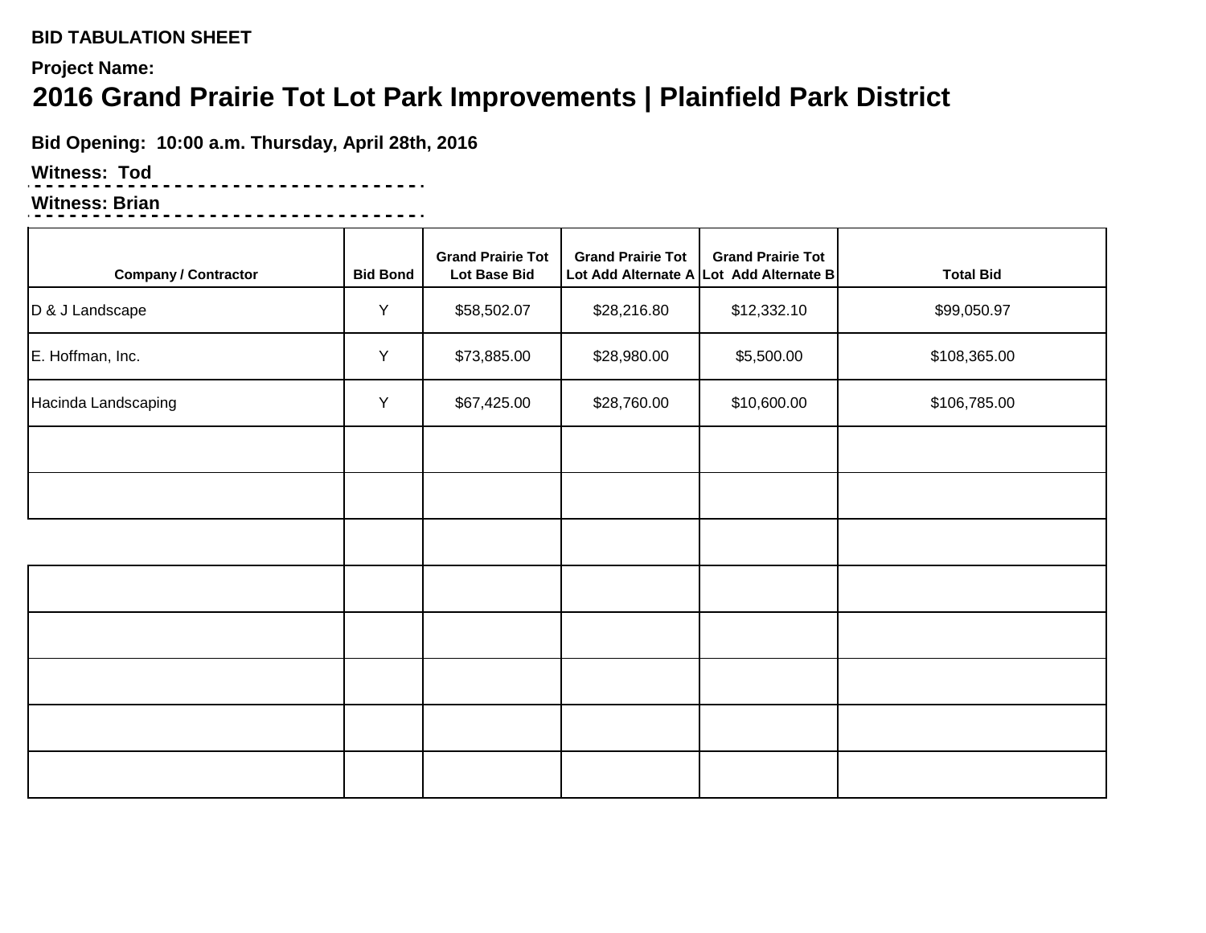**BID TABULATION SHEET**

**Project Name:**

# 2016 Grand Prairie Tot Lot Park Improvements | Plainfield Park District

**Bid Opening: 10:00 a.m. Thursday, April 28th, 2016**

**Witness: Tod**

**Witness: Brian**

| Company / Contractor | Bid Bond | Grand Prairie Tot Lot Base Bid | Grand Prairie Tot Lot Add Alternate A | Grand Prairie Tot Lot Add Alternate B | Total Bid |
|---|---|---|---|---|---|
| D & J Landscape | Y | $58,502.07 | $28,216.80 | $12,332.10 | $99,050.97 |
| E. Hoffman, Inc. | Y | $73,885.00 | $28,980.00 | $5,500.00 | $108,365.00 |
| Hacinda Landscaping | Y | $67,425.00 | $28,760.00 | $10,600.00 | $106,785.00 |
| | | | | | |
| | | | | | |
| | | | | | |
| | | | | | |
| | | | | | |
| | | | | | |
| | | | | | |
| | | | | | |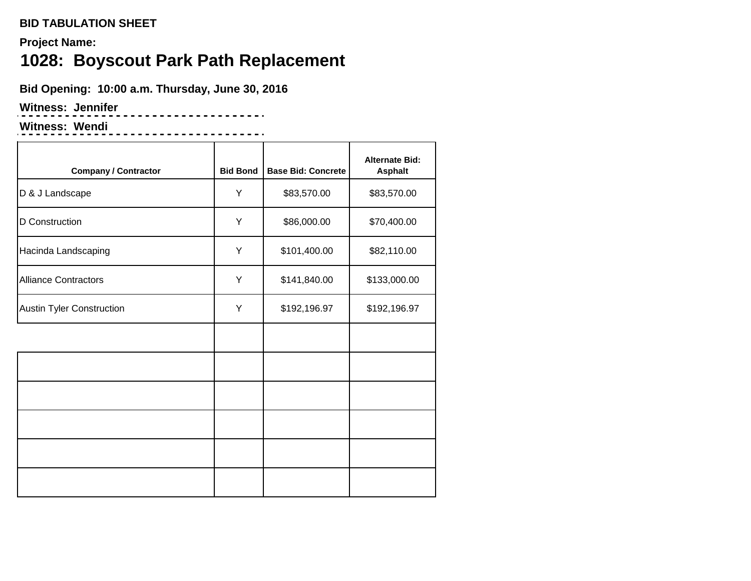**BID TABULATION SHEET**

**Project Name:**

# 1028: Boyscout Park Path Replacement

**Bid Opening: 10:00 a.m. Thursday, June 30, 2016**

**Witness: Jennifer**

**Witness: Wendi**

| Company / Contractor | Bid Bond | Base Bid: Concrete | Alternate Bid: Asphalt |
|---|---|---|---|
| D & J Landscape | Y | $83,570.00 | $83,570.00 |
| D Construction | Y | $86,000.00 | $70,400.00 |
| Hacinda Landscaping | Y | $101,400.00 | $82,110.00 |
| Alliance Contractors | Y | $141,840.00 | $133,000.00 |
| Austin Tyler Construction | Y | $192,196.97 | $192,196.97 |
| | | | |
| | | | |
| | | | |
| | | | |
| | | | |
| | | | |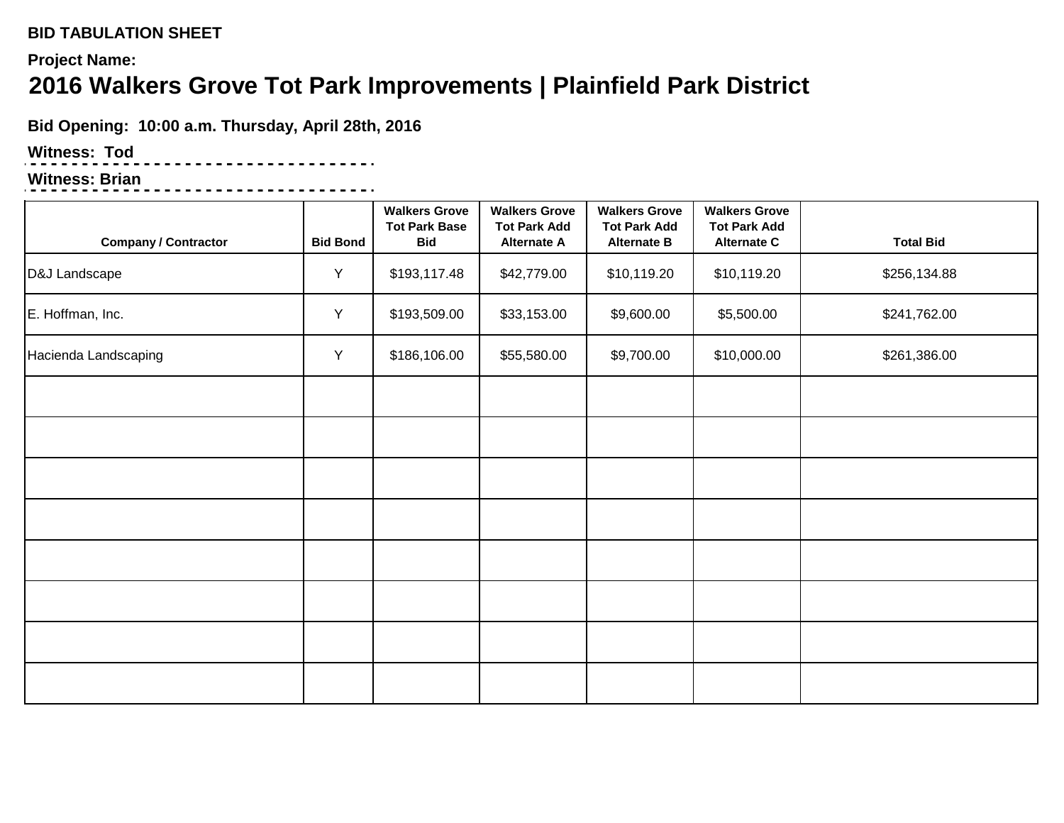**BID TABULATION SHEET**

**Project Name:**

# 2016 Walkers Grove Tot Park Improvements | Plainfield Park District

**Bid Opening: 10:00 a.m. Thursday, April 28th, 2016**

**Witness: Tod**

**Witness: Brian**

| Company / Contractor | Bid Bond | Walkers Grove Tot Park Base Bid | Walkers Grove Tot Park Add Alternate A | Walkers Grove Tot Park Add Alternate B | Walkers Grove Tot Park Add Alternate C | Total Bid |
|---|---|---|---|---|---|---|
| D&J Landscape | Y | $193,117.48 | $42,779.00 | $10,119.20 | $10,119.20 | $256,134.88 |
| E. Hoffman, Inc. | Y | $193,509.00 | $33,153.00 | $9,600.00 | $5,500.00 | $241,762.00 |
| Hacienda Landscaping | Y | $186,106.00 | $55,580.00 | $9,700.00 | $10,000.00 | $261,386.00 |
| | | | | | | |
| | | | | | | |
| | | | | | | |
| | | | | | | |
| | | | | | | |
| | | | | | | |
| | | | | | | |
| | | | | | | |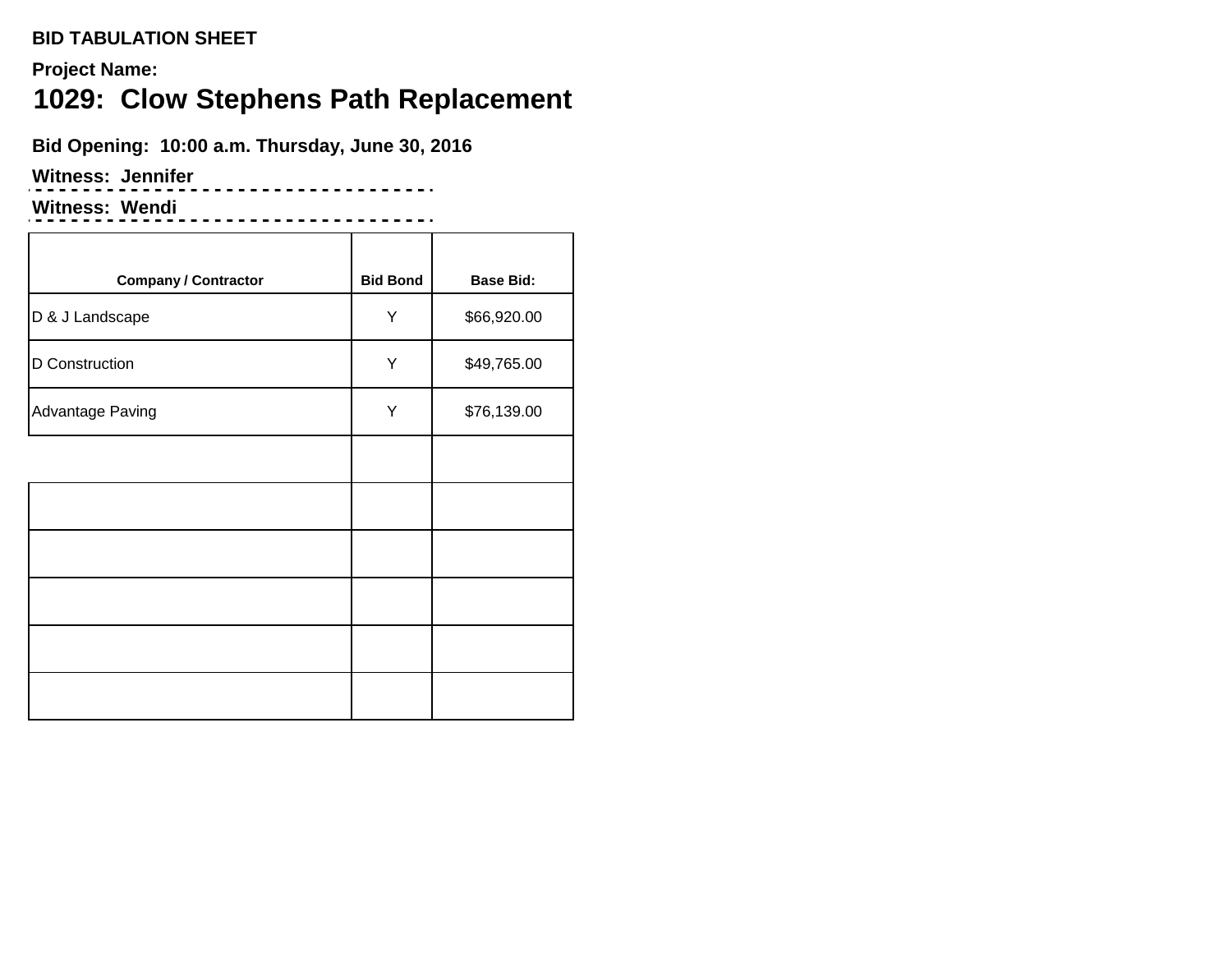**BID TABULATION SHEET**

**Project Name:**

# 1029: Clow Stephens Path Replacement

**Bid Opening: 10:00 a.m. Thursday, June 30, 2016**

**Witness: Jennifer**

**Witness: Wendi**

| Company / Contractor | Bid Bond | Base Bid: |
|---|---|---|
| D & J Landscape | Y | $66,920.00 |
| D Construction | Y | $49,765.00 |
| Advantage Paving | Y | $76,139.00 |
| | | |
| | | |
| | | |
| | | |
| | | |
| | | |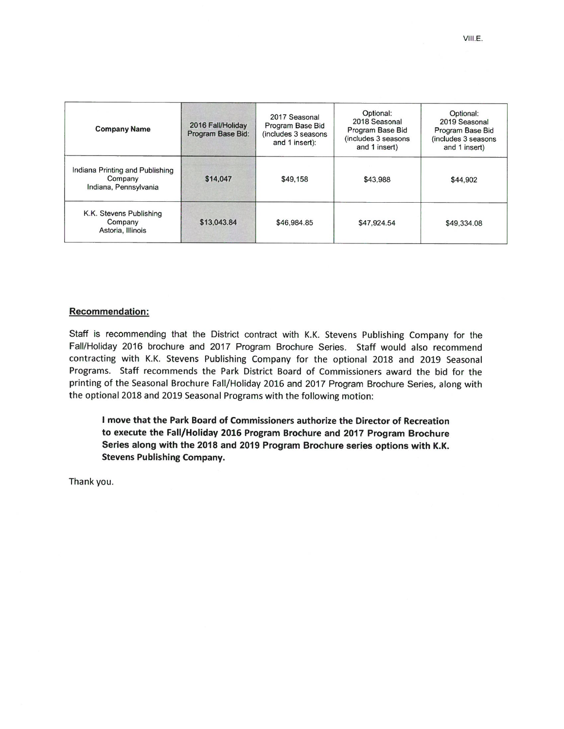| Company Name | 2016 Fall/Holiday Program Base Bid: | 2017 Seasonal Program Base Bid (includes 3 seasons and 1 insert): | Optional: 2018 Seasonal Program Base Bid (includes 3 seasons and 1 insert) | Optional: 2019 Seasonal Program Base Bid (includes 3 seasons and 1 insert) |
|---|---|---|---|---|
| Indiana Printing and Publishing Company Indiana, Pennsylvania | $14,047 | $49,158 | $43,988 | $44,902 |
| K.K. Stevens Publishing Company Astoria, Illinois | $13,043.84 | $46,984.85 | $47,924.54 | $49,334.08 |

**Recommendation:**

Staff is recommending that the District contract with K.K. Stevens Publishing Company for the Fall/Holiday 2016 brochure and 2017 Program Brochure Series. Staff would also recommend contracting with K.K. Stevens Publishing Company for the optional 2018 and 2019 Seasonal Programs. Staff recommends the Park District Board of Commissioners award the bid for the printing of the Seasonal Brochure Fall/Holiday 2016 and 2017 Program Brochure Series, along with the optional 2018 and 2019 Seasonal Programs with the following motion:

> **I move that the Park Board of Commissioners authorize the Director of Recreation to execute the Fall/Holiday 2016 Program Brochure and 2017 Program Brochure Series along with the 2018 and 2019 Program Brochure series options with K.K. Stevens Publishing Company.**

Thank you.